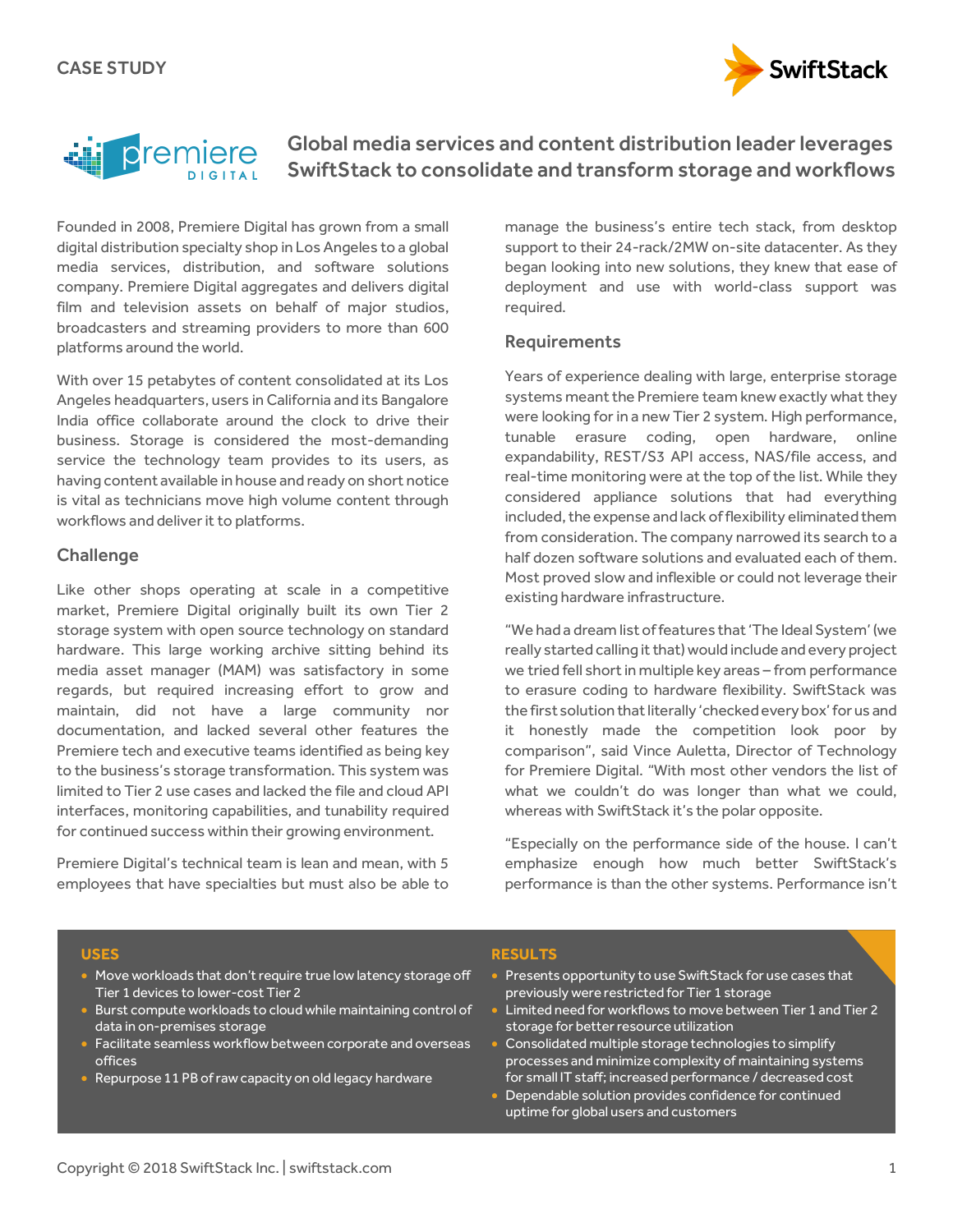CASE STUDY

# Global media services and content distribution leader leverages SwiftStack to consolidate and transform storage and workflows

Founded in 2008, Premiere Digital has grown from a small digital distribution specialty shop in Los Angeles to a global media services, distribution, and software solutions company. Premiere Digital aggregates and delivers digital film and television assets on behalf of major studios, broadcasters and streaming providers to more than 600 platforms around the world.

With over 15 petabytes of content consolidated at its Los Angeles headquarters, users in California and its Bangalore India office collaborate around the clock to drive their business. Storage is considered the most-demanding service the technology team provides to its users, as having content available in house and ready on short notice is vital as technicians move high volume content through workflows and deliver it to platforms.

## Challenge

Like other shops operating at scale in a competitive market, Premiere Digital originally built its own Tier 2 storage system with open source technology on standard hardware. This large working archive sitting behind its media asset manager (MAM) was satisfactory in some regards, but required increasing effort to grow and maintain, did not have a large community nor documentation, and lacked several other features the Premiere tech and executive teams identified as being key to the business's storage transformation. This system was limited to Tier 2 use cases and lacked the file and cloud API interfaces, monitoring capabilities, and tunability required for continued success within their growing environment.

Premiere Digital's technical team is lean and mean, with 5 employees that have specialties but must also be able to manage the business's entire tech stack, from desktop support to their 24-rack/2MW on-site datacenter. As they began looking into new solutions, they knew that ease of deployment and use with world-class support was required.

## Requirements

Years of experience dealing with large, enterprise storage systems meant the Premiere team knew exactly what they were looking for in a new Tier 2 system. High performance, tunable erasure coding, open hardware, online expandability, REST/S3 API access, NAS/file access, and real-time monitoring were at the top of the list. While they considered appliance solutions that had everything included, the expense and lack of flexibility eliminated them from consideration. The company narrowed its search to a half dozen software solutions and evaluated each of them. Most proved slow and inflexible or could not leverage their existing hardware infrastructure.

"We had a dream list of features that 'The Ideal System' (we really started calling it that) would include and every project we tried fell short in multiple key areas – from performance to erasure coding to hardware flexibility. SwiftStack was the first solution that literally 'checked every box' for us and it honestly made the competition look poor by comparison", said Vince Auletta, Director of Technology for Premiere Digital. "With most other vendors the list of what we couldn't do was longer than what we could, whereas with SwiftStack it's the polar opposite.

"Especially on the performance side of the house. I can't emphasize enough how much better SwiftStack's performance is than the other systems. Performance isn't

### USES

- Move workloads that don't require true low latency storage off Tier 1 devices to lower-cost Tier 2
- Burst compute workloads to cloud while maintaining control of data in on-premises storage
- Facilitate seamless workflow between corporate and overseas offices
- Repurpose 11 PB of raw capacity on old legacy hardware

### RESULTS

- Presents opportunity to use SwiftStack for use cases that previously were restricted for Tier 1 storage
- Limited need for workflows to move between Tier 1 and Tier 2 storage for better resource utilization
- Consolidated multiple storage technologies to simplify processes and minimize complexity of maintaining systems for small IT staff; increased performance / decreased cost
- Dependable solution provides confidence for continued uptime for global users and customers

Copyright © 2018 SwiftStack Inc. | swiftstack.com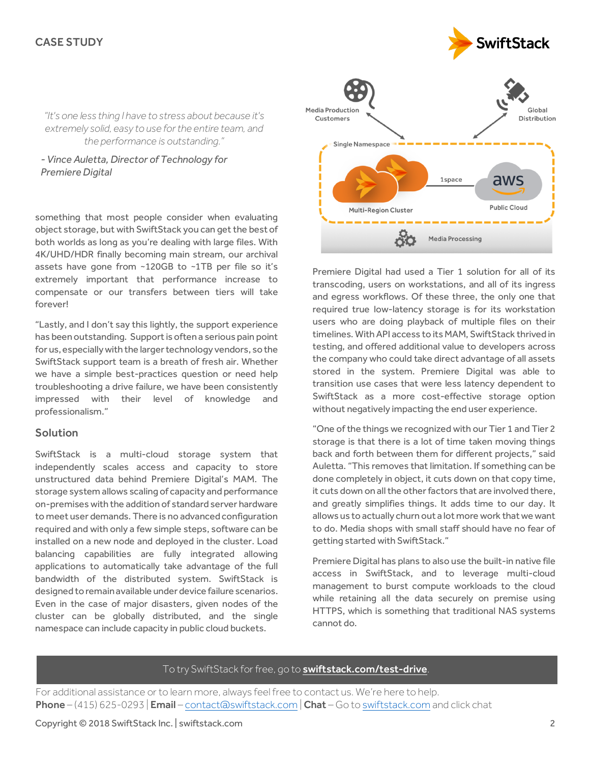CASE STUDY

*"It's one less thing I have to stress about because it's extremely solid, easy to use for the entire team, and the performance is outstanding."*

*- Vince Auletta, Director of Technology for Premiere Digital*

something that most people consider when evaluating object storage, but with SwiftStack you can get the best of both worlds as long as you're dealing with large files. With 4K/UHD/HDR finally becoming main stream, our archival assets have gone from ~120GB to ~1TB per file so it's extremely important that performance increase to compensate or our transfers between tiers will take forever!

"Lastly, and I don't say this lightly, the support experience has been outstanding. Support is often a serious pain point for us, especially with the larger technology vendors, so the SwiftStack support team is a breath of fresh air. Whether we have a simple best-practices question or need help troubleshooting a drive failure, we have been consistently impressed with their level of knowledge and professionalism."

## Solution

SwiftStack is a multi-cloud storage system that independently scales access and capacity to store unstructured data behind Premiere Digital's MAM. The storage system allows scaling of capacity and performance on-premises with the addition of standard server hardware to meet user demands. There is no advanced configuration required and with only a few simple steps, software can be installed on a new node and deployed in the cluster. Load balancing capabilities are fully integrated allowing applications to automatically take advantage of the full bandwidth of the distributed system. SwiftStack is designed to remain available under device failure scenarios. Even in the case of major disasters, given nodes of the cluster can be globally distributed, and the single namespace can include capacity in public cloud buckets.

Media Production Customers

Global Distribution

Single Namespace

1space

Multi-Region Cluster

Public Cloud

Media Processing

Premiere Digital had used a Tier 1 solution for all of its transcoding, users on workstations, and all of its ingress and egress workflows. Of these three, the only one that required true low-latency storage is for its workstation users who are doing playback of multiple files on their timelines. With API access to its MAM, SwiftStack thrived in testing, and offered additional value to developers across the company who could take direct advantage of all assets stored in the system. Premiere Digital was able to transition use cases that were less latency dependent to SwiftStack as a more cost-effective storage option without negatively impacting the end user experience.

"One of the things we recognized with our Tier 1 and Tier 2 storage is that there is a lot of time taken moving things back and forth between them for different projects," said Auletta. "This removes that limitation. If something can be done completely in object, it cuts down on that copy time, it cuts down on all the other factors that are involved there, and greatly simplifies things. It adds time to our day. It allows us to actually churn out a lot more work that we want to do. Media shops with small staff should have no fear of getting started with SwiftStack."

Premiere Digital has plans to also use the built-in native file access in SwiftStack, and to leverage multi-cloud management to burst compute workloads to the cloud while retaining all the data securely on premise using HTTPS, which is something that traditional NAS systems cannot do.

To try SwiftStack for free, go to **swiftstack.com/test-drive**.

For additional assistance or to learn more, always feel free to contact us. We're here to help.
**Phone** – (415) 625-0293 | **Email** – contact@swiftstack.com | **Chat** – Go to swiftstack.com and click chat

Copyright © 2018 SwiftStack Inc. | swiftstack.com